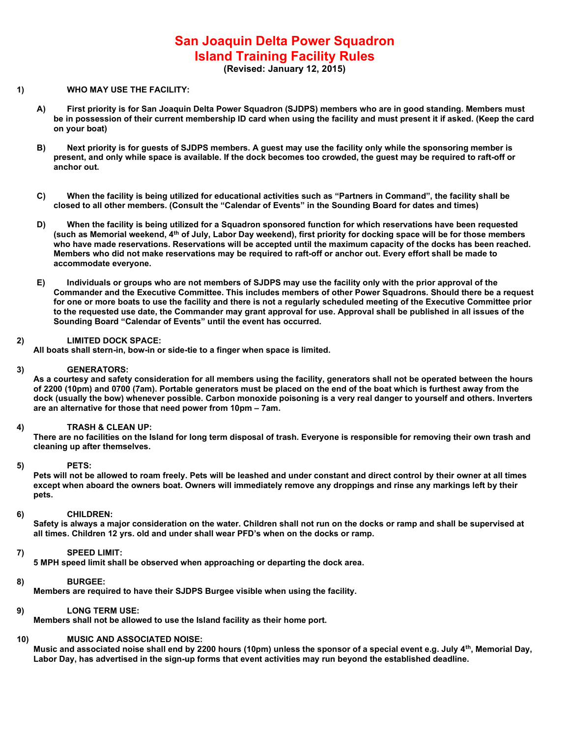# San Joaquin Delta Power Squadron
# Island Training Facility Rules

**(Revised: January 12, 2015)**

**1) WHO MAY USE THE FACILITY:**

**A) First priority is for San Joaquin Delta Power Squadron (SJDPS) members who are in good standing. Members must be in possession of their current membership ID card when using the facility and must present it if asked. (Keep the card on your boat)**

**B) Next priority is for guests of SJDPS members. A guest may use the facility only while the sponsoring member is present, and only while space is available. If the dock becomes too crowded, the guest may be required to raft-off or anchor out.**

**C) When the facility is being utilized for educational activities such as "Partners in Command", the facility shall be closed to all other members. (Consult the "Calendar of Events" in the Sounding Board for dates and times)**

**D) When the facility is being utilized for a Squadron sponsored function for which reservations have been requested (such as Memorial weekend, 4th of July, Labor Day weekend), first priority for docking space will be for those members who have made reservations. Reservations will be accepted until the maximum capacity of the docks has been reached. Members who did not make reservations may be required to raft-off or anchor out. Every effort shall be made to accommodate everyone.**

**E) Individuals or groups who are not members of SJDPS may use the facility only with the prior approval of the Commander and the Executive Committee. This includes members of other Power Squadrons. Should there be a request for one or more boats to use the facility and there is not a regularly scheduled meeting of the Executive Committee prior to the requested use date, the Commander may grant approval for use. Approval shall be published in all issues of the Sounding Board "Calendar of Events" until the event has occurred.**

**2) LIMITED DOCK SPACE:**
**All boats shall stern-in, bow-in or side-tie to a finger when space is limited.**

**3) GENERATORS:**
**As a courtesy and safety consideration for all members using the facility, generators shall not be operated between the hours of 2200 (10pm) and 0700 (7am). Portable generators must be placed on the end of the boat which is furthest away from the dock (usually the bow) whenever possible. Carbon monoxide poisoning is a very real danger to yourself and others. Inverters are an alternative for those that need power from 10pm – 7am.**

**4) TRASH & CLEAN UP:**
**There are no facilities on the Island for long term disposal of trash. Everyone is responsible for removing their own trash and cleaning up after themselves.**

**5) PETS:**
**Pets will not be allowed to roam freely. Pets will be leashed and under constant and direct control by their owner at all times except when aboard the owners boat. Owners will immediately remove any droppings and rinse any markings left by their pets.**

**6) CHILDREN:**
**Safety is always a major consideration on the water. Children shall not run on the docks or ramp and shall be supervised at all times. Children 12 yrs. old and under shall wear PFD's when on the docks or ramp.**

**7) SPEED LIMIT:**
**5 MPH speed limit shall be observed when approaching or departing the dock area.**

**8) BURGEE:**
**Members are required to have their SJDPS Burgee visible when using the facility.**

**9) LONG TERM USE:**
**Members shall not be allowed to use the Island facility as their home port.**

**10) MUSIC AND ASSOCIATED NOISE:**
**Music and associated noise shall end by 2200 hours (10pm) unless the sponsor of a special event e.g. July 4th, Memorial Day, Labor Day, has advertised in the sign-up forms that event activities may run beyond the established deadline.**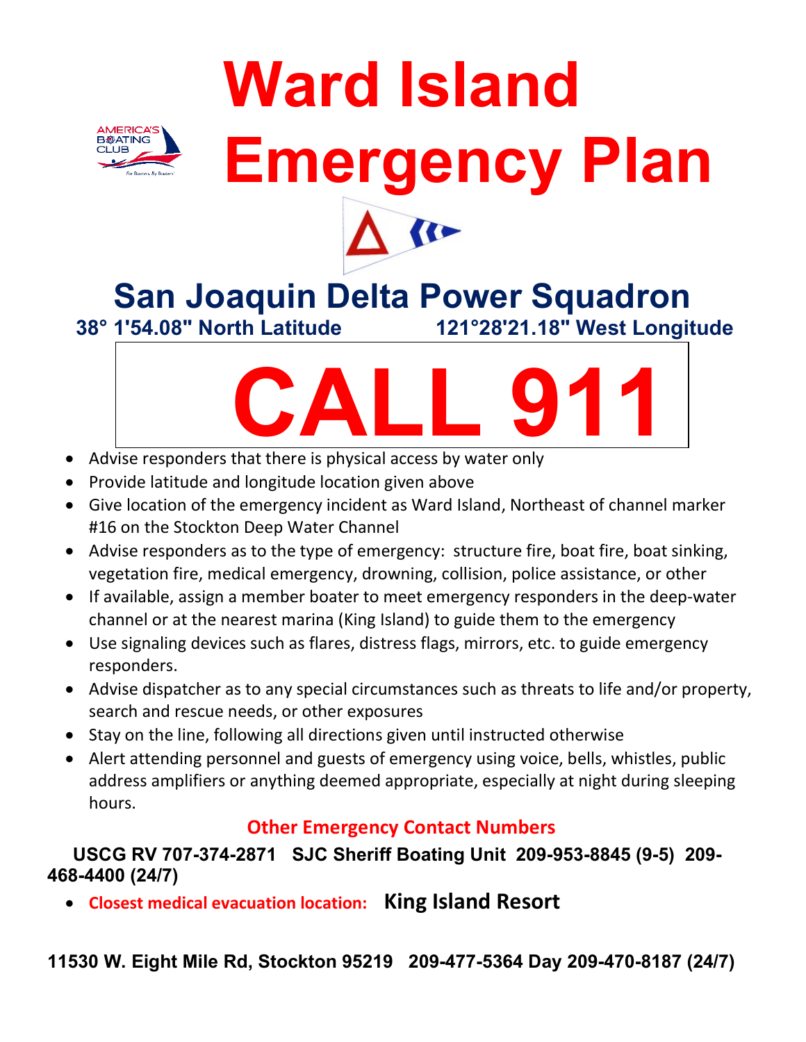# Ward Island Emergency Plan

## San Joaquin Delta Power Squadron

**38° 1'54.08" North Latitude** **121°28'21.18" West Longitude**

# CALL 911

- Advise responders that there is physical access by water only
- Provide latitude and longitude location given above
- Give location of the emergency incident as Ward Island, Northeast of channel marker #16 on the Stockton Deep Water Channel
- Advise responders as to the type of emergency: structure fire, boat fire, boat sinking, vegetation fire, medical emergency, drowning, collision, police assistance, or other
- If available, assign a member boater to meet emergency responders in the deep-water channel or at the nearest marina (King Island) to guide them to the emergency
- Use signaling devices such as flares, distress flags, mirrors, etc. to guide emergency responders.
- Advise dispatcher as to any special circumstances such as threats to life and/or property, search and rescue needs, or other exposures
- Stay on the line, following all directions given until instructed otherwise
- Alert attending personnel and guests of emergency using voice, bells, whistles, public address amplifiers or anything deemed appropriate, especially at night during sleeping hours.

### Other Emergency Contact Numbers

**USCG RV 707-374-2871 SJC Sheriff Boating Unit 209-953-8845 (9-5) 209-468-4400 (24/7)**

- **Closest medical evacuation location:** **King Island Resort**

**11530 W. Eight Mile Rd, Stockton 95219 209-477-5364 Day 209-470-8187 (24/7)**